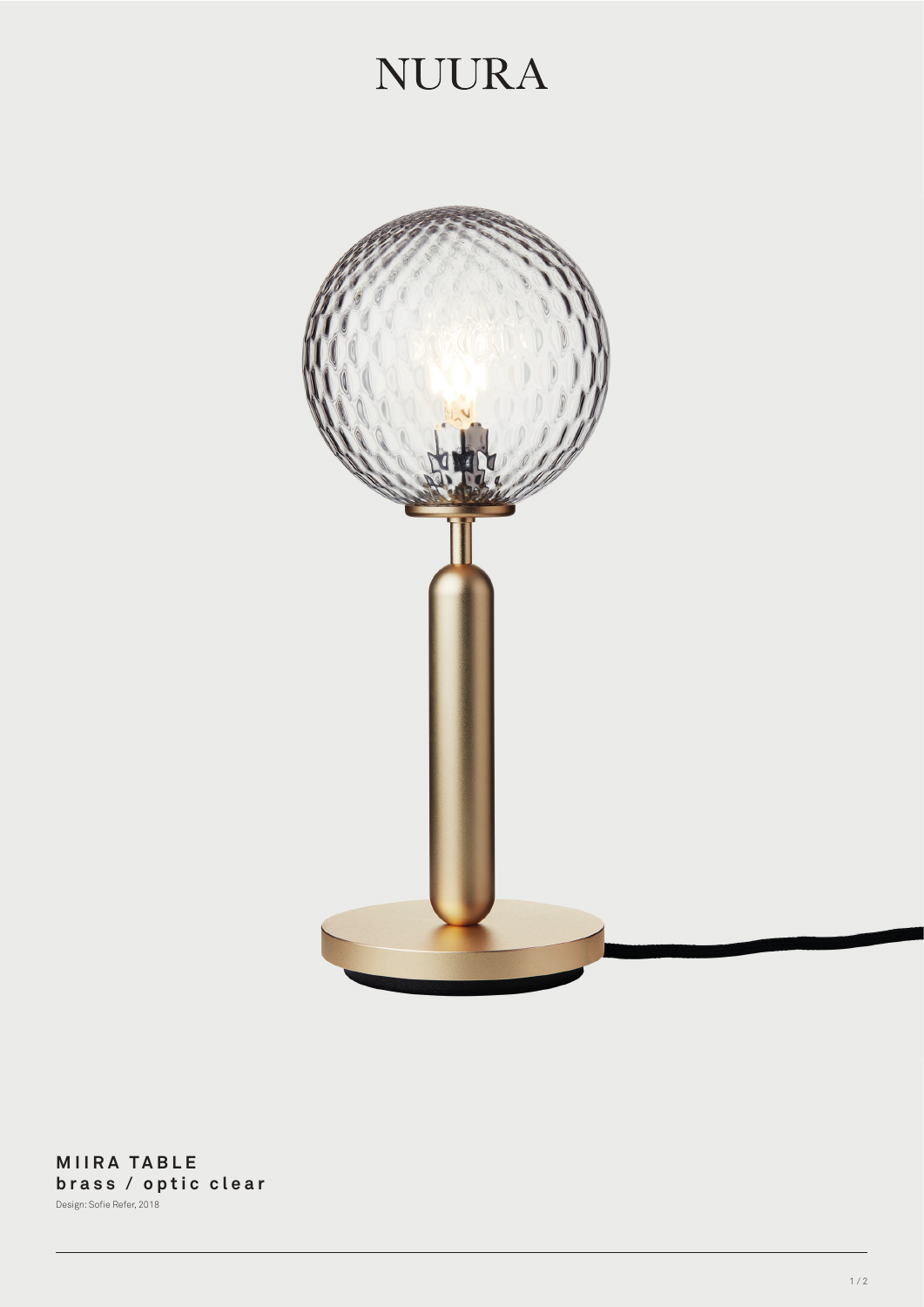# NUURA

**MIIRA TABLE**
**brass / optic clear**

Design: Sofie Refer, 2018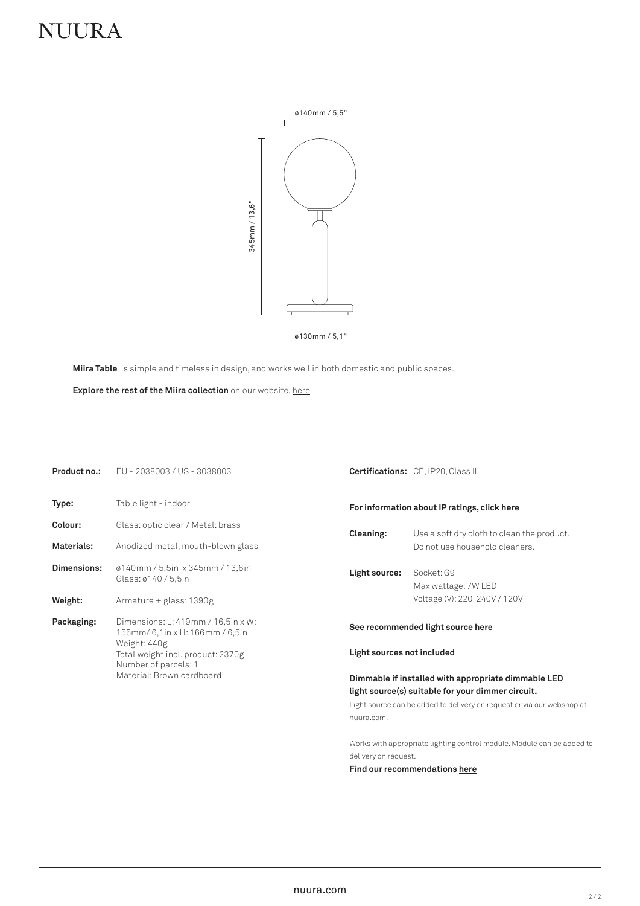# NUURA

ø140mm / 5,5"

345mm / 13,6"

ø130mm / 5,1"

**Miira Table** is simple and timeless in design, and works well in both domestic and public spaces.

**Explore the rest of the Miira collection** on our website, here

| | |
|---|---|
| **Product no.:** | EU - 2038003 / US - 3038003 |
| **Type:** | Table light - indoor |
| **Colour:** | Glass: optic clear / Metal: brass |
| **Materials:** | Anodized metal, mouth-blown glass |
| **Dimensions:** | ø140mm / 5,5in x 345mm / 13,6in<br>Glass: ø140 / 5,5in |
| **Weight:** | Armature + glass: 1390g |
| **Packaging:** | Dimensions: L: 419mm / 16,5in x W: 155mm/ 6,1in x H: 166mm / 6,5in<br>Weight: 440g<br>Total weight incl. product: 2370g<br>Number of parcels: 1<br>Material: Brown cardboard |

**Certifications:** CE, IP20, Class II

**For information about IP ratings, click here**

| | |
|---|---|
| **Cleaning:** | Use a soft dry cloth to clean the product.<br>Do not use household cleaners. |
| **Light source:** | Socket: G9<br>Max wattage: 7W LED<br>Voltage (V): 220-240V / 120V |

**See recommended light source here**

**Light sources not included**

**Dimmable if installed with appropriate dimmable LED light source(s) suitable for your dimmer circuit.**

Light source can be added to delivery on request or via our webshop at nuura.com.

Works with appropriate lighting control module. Module can be added to delivery on request.

**Find our recommendations here**

nuura.com